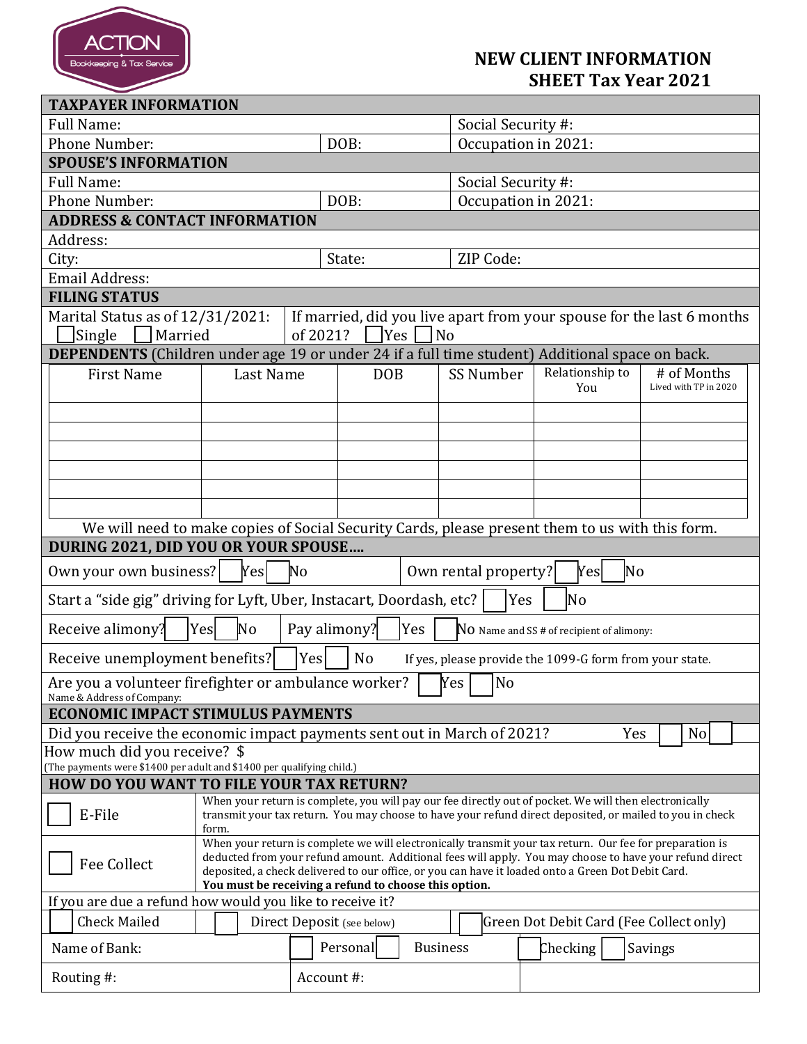ACTION
Bookkeeping & Tax Service

# NEW CLIENT INFORMATION SHEET Tax Year 2021

## TAXPAYER INFORMATION

| | | |
|---|---|---|
| Full Name: | | Social Security #: |
| Phone Number: | DOB: | Occupation in 2021: |

## SPOUSE'S INFORMATION

| | | |
|---|---|---|
| Full Name: | | Social Security #: |
| Phone Number: | DOB: | Occupation in 2021: |

## ADDRESS & CONTACT INFORMATION

| | | |
|---|---|---|
| Address: | | |
| City: | State: | ZIP Code: |
| Email Address: | | |

## FILING STATUS

| | |
|---|---|
| Marital Status as of 12/31/2021: ☐ Single ☐ Married | If married, did you live apart from your spouse for the last 6 months of 2021? ☐ Yes ☐ No |

## DEPENDENTS (Children under age 19 or under 24 if a full time student) Additional space on back.

| First Name | Last Name | DOB | SS Number | Relationship to You | # of Months Lived with TP in 2020 |
|---|---|---|---|---|---|
| | | | | | |
| | | | | | |
| | | | | | |
| | | | | | |
| | | | | | |
| | | | | | |

We will need to make copies of Social Security Cards, please present them to us with this form.

## DURING 2021, DID YOU OR YOUR SPOUSE....

| | |
|---|---|
| Own your own business? ☐ Yes ☐ No | Own rental property? ☐ Yes ☐ No |
| Start a "side gig" driving for Lyft, Uber, Instacart, Doordash, etc? ☐ Yes ☐ No | |
| Receive alimony? ☐ Yes ☐ No | Pay alimony? ☐ Yes ☐ No Name and SS # of recipient of alimony: |
| Receive unemployment benefits? ☐ Yes ☐ No | If yes, please provide the 1099-G form from your state. |
| Are you a volunteer firefighter or ambulance worker? ☐ Yes ☐ No<br>Name & Address of Company: | |

## ECONOMIC IMPACT STIMULUS PAYMENTS

Did you receive the economic impact payments sent out in March of 2021? Yes ☐ No ☐

How much did you receive? $

(The payments were $1400 per adult and $1400 per qualifying child.)

## HOW DO YOU WANT TO FILE YOUR TAX RETURN?

| | |
|---|---|
| ☐ E-File | When your return is complete, you will pay our fee directly out of pocket. We will then electronically transmit your tax return. You may choose to have your refund direct deposited, or mailed to you in check form. |
| ☐ Fee Collect | When your return is complete we will electronically transmit your tax return. Our fee for preparation is deducted from your refund amount. Additional fees will apply. You may choose to have your refund direct deposited, a check delivered to our office, or you can have it loaded onto a Green Dot Debit Card. **You must be receiving a refund to choose this option.** |

If you are due a refund how would you like to receive it?

| | | |
|---|---|---|
| ☐ Check Mailed | ☐ Direct Deposit (see below) | ☐ Green Dot Debit Card (Fee Collect only) |
| Name of Bank: | ☐ Personal ☐ Business | ☐ Checking ☐ Savings |
| Routing #: | Account #: | |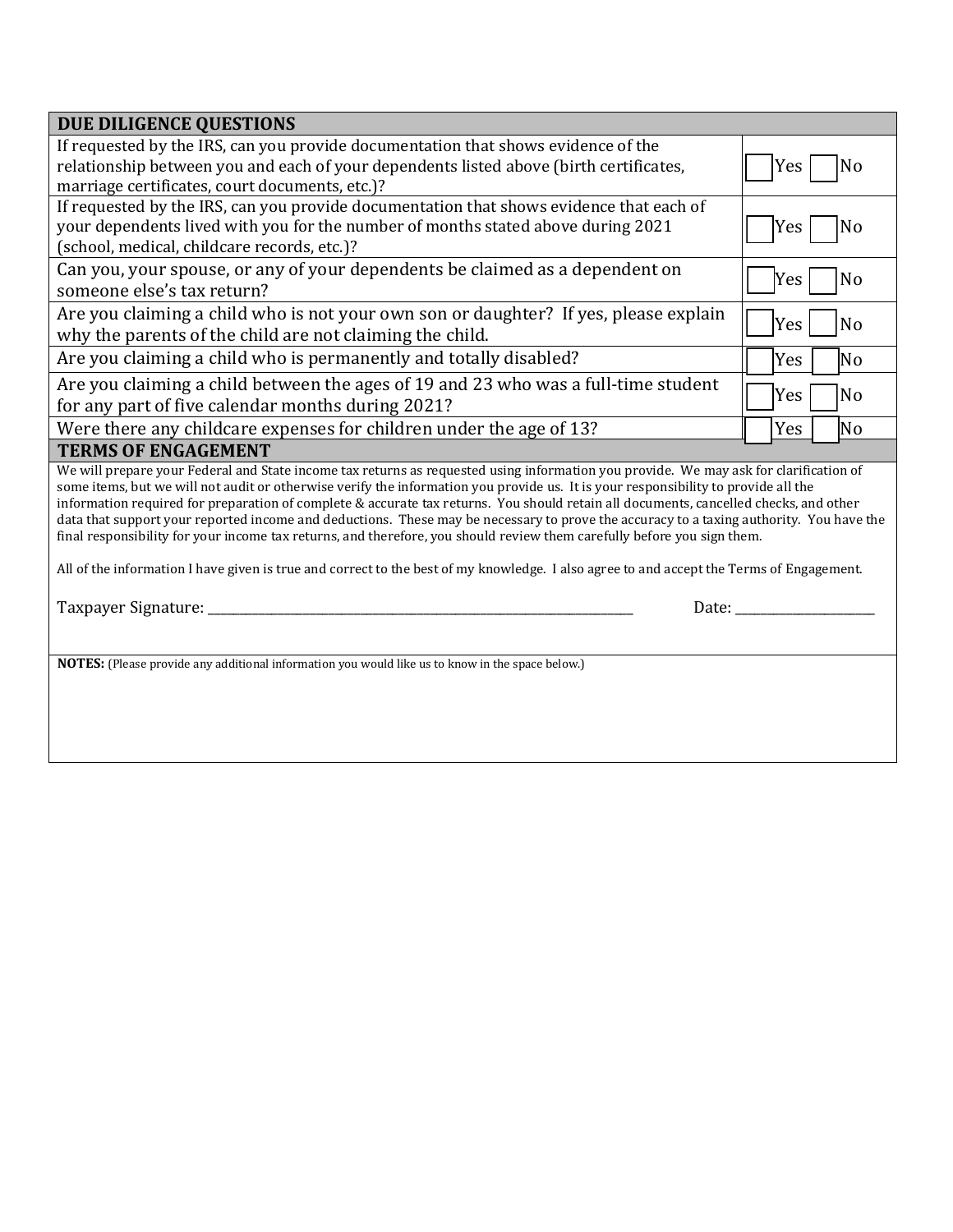| DUE DILIGENCE QUESTIONS | |
|---|---|
| If requested by the IRS, can you provide documentation that shows evidence of the relationship between you and each of your dependents listed above (birth certificates, marriage certificates, court documents, etc.)? | ☐ Yes ☐ No |
| If requested by the IRS, can you provide documentation that shows evidence that each of your dependents lived with you for the number of months stated above during 2021 (school, medical, childcare records, etc.)? | ☐ Yes ☐ No |
| Can you, your spouse, or any of your dependents be claimed as a dependent on someone else's tax return? | ☐ Yes ☐ No |
| Are you claiming a child who is not your own son or daughter? If yes, please explain why the parents of the child are not claiming the child. | ☐ Yes ☐ No |
| Are you claiming a child who is permanently and totally disabled? | ☐ Yes ☐ No |
| Are you claiming a child between the ages of 19 and 23 who was a full-time student for any part of five calendar months during 2021? | ☐ Yes ☐ No |
| Were there any childcare expenses for children under the age of 13? | ☐ Yes ☐ No |

## TERMS OF ENGAGEMENT

We will prepare your Federal and State income tax returns as requested using information you provide. We may ask for clarification of some items, but we will not audit or otherwise verify the information you provide us. It is your responsibility to provide all the information required for preparation of complete & accurate tax returns. You should retain all documents, cancelled checks, and other data that support your reported income and deductions. These may be necessary to prove the accuracy to a taxing authority. You have the final responsibility for your income tax returns, and therefore, you should review them carefully before you sign them.

All of the information I have given is true and correct to the best of my knowledge. I also agree to and accept the Terms of Engagement.

Taxpayer Signature: ______________________________ Date: ______________

**NOTES:** (Please provide any additional information you would like us to know in the space below.)